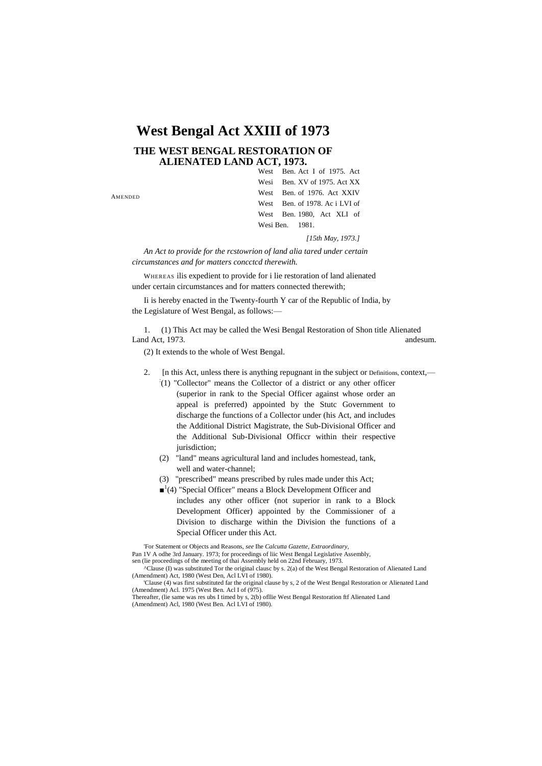# West Bengal Act XXIII of 1973

## THE WEST BENGAL RESTORATION OF ALIENATED LAND ACT, 1973.

AMENDED

West Ben. Act I of 1975. Act Wesi Ben. XV of 1975. Act XX West Ben. of 1976. Act XXIV West Ben. of 1978. Ac i LVI of West Ben. 1980, Act XLI of Wesi Ben. 1981.

*[15th May, 1973.]*

*An Act to provide for the rcstowrion of land alia tared under certain circumstances and for matters concctcd therewith.*

WHEREAS ilis expedient to provide for i lie restoration of land alienated under certain circumstances and for matters connected therewith;

Ii is hereby enacted in the Twenty-fourth Y car of the Republic of India, by the Legislature of West Bengal, as follows:—

1. (1) This Act may be called the Wesi Bengal Restoration of Shon title Alienated Land Act, 1973. andesum.

(2) It extends to the whole of West Bengal.

2. [n this Act, unless there is anything repugnant in the subject or Definitions, context,—

[:](1) "Collector" means the Collector of a district or any other officer (superior in rank to the Special Officer against whose order an appeal is preferred) appointed by the Stutc Government to discharge the functions of a Collector under (his Act, and includes the Additional District Magistrate, the Sub-Divisional Officer and the Additional Sub-Divisional Officcr within their respective jurisdiction;

(2) "land" means agricultural land and includes homestead, tank, well and water-channel;

(3) "prescribed" means prescribed by rules made under this Act;

■[1](4) "Special Officer" means a Block Development Officer and includes any other officer (not superior in rank to a Block Development Officer) appointed by the Commissioner of a Division to discharge within the Division the functions of a Special Officer under this Act.

'For Statement or Objects and Reasons, *see* Ihe *Calcutta Gazette, Extraordinary,* Pan 1V A odhe 3rd January. 1973; for proceedings of liic West Bengal Legislative Assembly, sen (lie proceedings of the meeting of thai Assembly held on 22nd February, 1973.

^Clause (I) was substituted Tor the original clausc by s. 2(a) of the West Bengal Restoration of Alienated Land (Amendment) Act, 1980 (West Den, Acl LVI of 1980).

'Clause (4) was first substituted far the original clause by s, 2 of the West Bengal Restoration or Alienated Land (Amendment) Acl. 1975 (West Ben. Acl I of (975).
Thereafter, (lie same was res ubs I timed by s, 2(b) ofllie West Bengal Restoration ftf Alienated Land (Amendment) Acl, 1980 (West Ben. Acl LVI of 1980).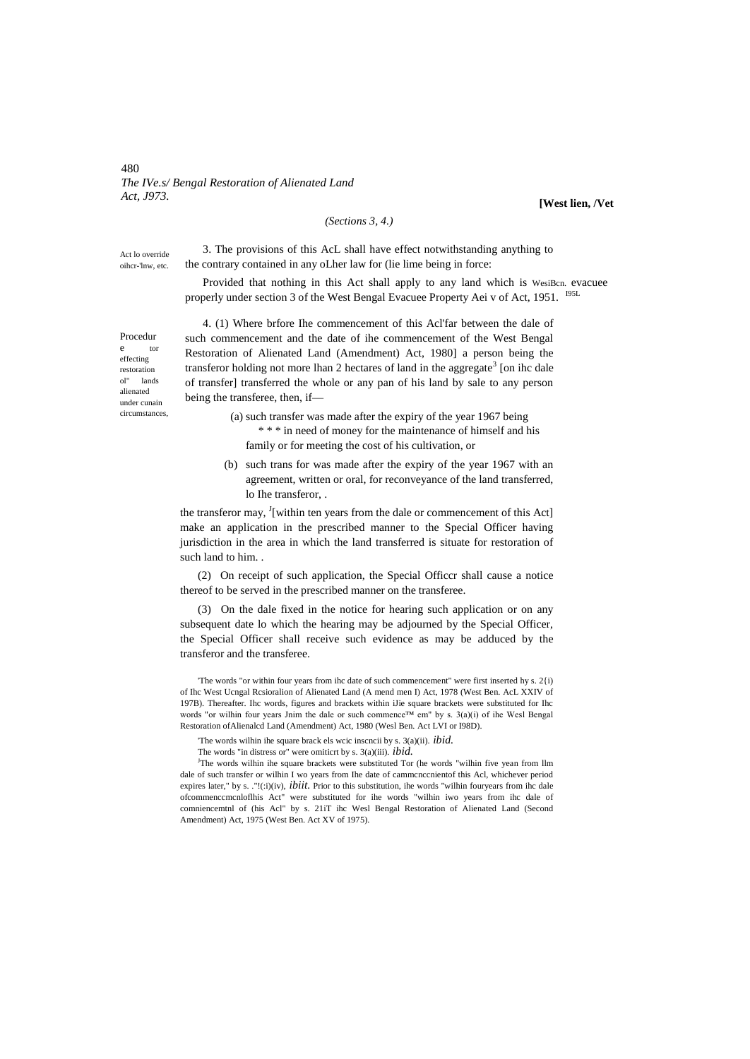*(Sections 3, 4.)*

Act lo override oihcr-'lnw, etc.

3. The provisions of this AcL shall have effect notwithstanding anything to the contrary contained in any oLher law for (lie lime being in force:

Provided that nothing in this Act shall apply to any land which is WesiBcn. evacuee properly under section 3 of the West Bengal Evacuee Property Aei v of Act, 1951. I95L

Procedure tor effecting restoration ol" lands alienated under cunain circumstances,

4. (1) Where brfore Ihe commencement of this Acl'far between the dale of such commencement and the date of ihe commencement of the West Bengal Restoration of Alienated Land (Amendment) Act, 1980] a person being the transferor holding not more lhan 2 hectares of land in the aggregate[3] [on ihc dale of transfer] transferred the whole or any pan of his land by sale to any person being the transferee, then, if—

(a) such transfer was made after the expiry of the year 1967 being * * * in need of money for the maintenance of himself and his family or for meeting the cost of his cultivation, or

(b) such trans for was made after the expiry of the year 1967 with an agreement, written or oral, for reconveyance of the land transferred, lo Ihe transferor, .

the transferor may, [J][within ten years from the dale or commencement of this Act] make an application in the prescribed manner to the Special Officer having jurisdiction in the area in which the land transferred is situate for restoration of such land to him. .

(2) On receipt of such application, the Special Officcr shall cause a notice thereof to be served in the prescribed manner on the transferee.

(3) On the dale fixed in the notice for hearing such application or on any subsequent date lo which the hearing may be adjourned by the Special Officer, the Special Officer shall receive such evidence as may be adduced by the transferor and the transferee.

'The words "or within four years from ihc date of such commencement" were first inserted hy s. 2{i) of Ihc West Ucngal Rcsioralion of Alienated Land (A mend men I) Act, 1978 (West Ben. AcL XXIV of 197B). Thereafter. Ihc words, figures and brackets within iJie square brackets were substituted for Ihc words "or wilhin four years Jnim the dale or such commence™ em" by s. 3(a)(i) of ihe Wesl Bengal Restoration ofAlienalcd Land (Amendment) Act, 1980 (Wesl Ben. Act LVI or I98D).

'The words wilhin ihe square brack els wcic inscncii by s. 3(a)(ii). *ibid.*

The words "in distress or" were omiticrt by s. 3(a)(iii). *ibid.*

[J]The words wilhin ihe square brackets were substituted Tor (he words "wilhin five yean from llm dale of such transfer or wilhin I wo years from Ihe date of cammcnccnientof this Acl, whichever period expires later," by s. ."!(:i)(iv), *ibiit.* Prior to this substitution, ihe words "wilhin fouryears from ihc dale ofcommenccmcnloflhis Act" were substituted for ihe words "wilhin iwo years from ihc dale of comniencemtnl of (his Acl" by s. 21iT ihc Wesl Bengal Restoration of Alienated Land (Second Amendment) Act, 1975 (West Ben. Act XV of 1975).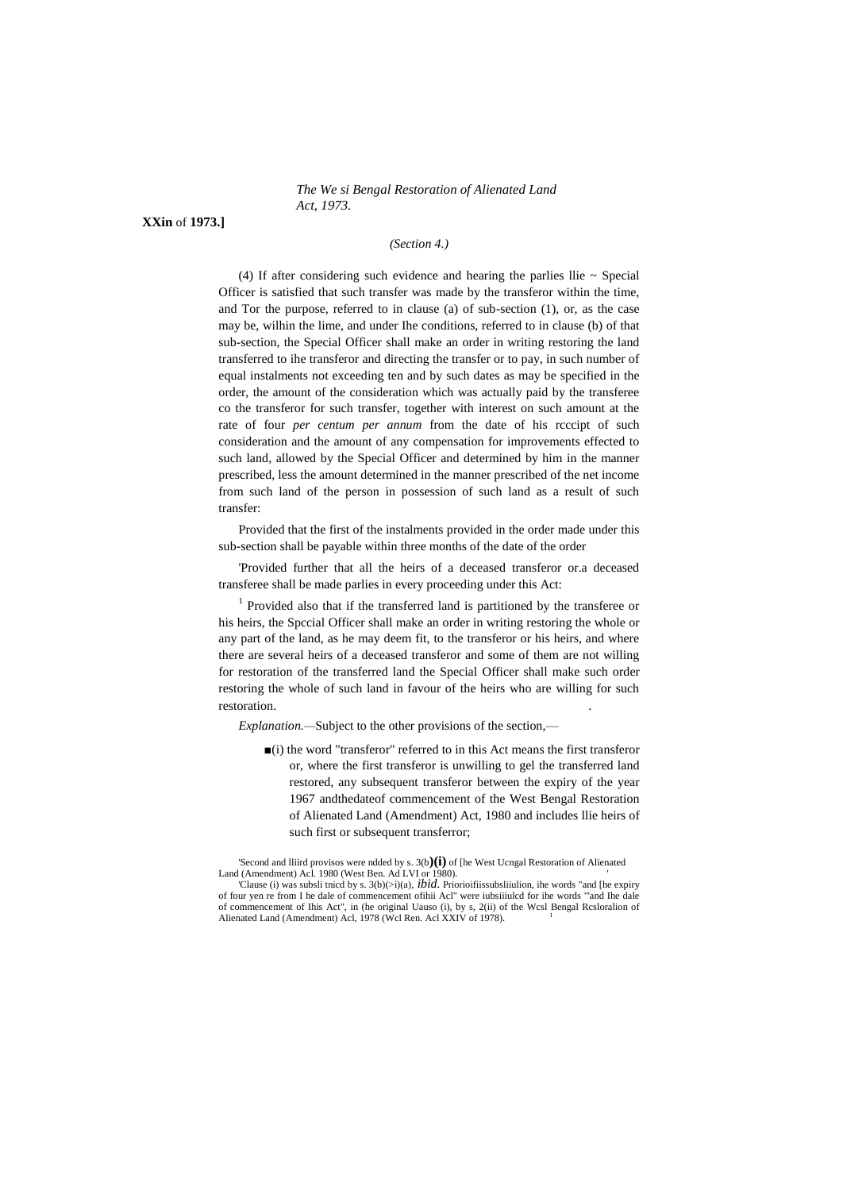*(Section 4.)*

(4) If after considering such evidence and hearing the parlies llie ~ Special Officer is satisfied that such transfer was made by the transferor within the time, and Tor the purpose, referred to in clause (a) of sub-section (1), or, as the case may be, wilhin the lime, and under Ihe conditions, referred to in clause (b) of that sub-section, the Special Officer shall make an order in writing restoring the land transferred to ihe transferor and directing the transfer or to pay, in such number of equal instalments not exceeding ten and by such dates as may be specified in the order, the amount of the consideration which was actually paid by the transferee co the transferor for such transfer, together with interest on such amount at the rate of four *per centum per annum* from the date of his rcccipt of such consideration and the amount of any compensation for improvements effected to such land, allowed by the Special Officer and determined by him in the manner prescribed, less the amount determined in the manner prescribed of the net income from such land of the person in possession of such land as a result of such transfer:

Provided that the first of the instalments provided in the order made under this sub-section shall be payable within three months of the date of the order

'Provided further that all the heirs of a deceased transferor or.a deceased transferee shall be made parlies in every proceeding under this Act:

[1] Provided also that if the transferred land is partitioned by the transferee or his heirs, the Spccial Officer shall make an order in writing restoring the whole or any part of the land, as he may deem fit, to the transferor or his heirs, and where there are several heirs of a deceased transferor and some of them are not willing for restoration of the transferred land the Special Officer shall make such order restoring the whole of such land in favour of the heirs who are willing for such restoration.

*Explanation.*—Subject to the other provisions of the section,—

■(i) the word "transferor" referred to in this Act means the first transferor or, where the first transferor is unwilling to gel the transferred land restored, any subsequent transferor between the expiry of the year 1967 andthedateof commencement of the West Bengal Restoration of Alienated Land (Amendment) Act, 1980 and includes llie heirs of such first or subsequent transferror;

'Second and lliird provisos were ndded by s. 3(b)**(i)** of [he West Ucngal Restoration of Alienated Land (Amendment) Acl. 1980 (West Ben. Ad LVI or 1980).

'Clause (i) was subsli tnicd by s. 3(b)(>i)(a), *ibid.* Priorioifiissubsliiulion, ihe words "and [he expiry of four yen re from I he dale of commencement ofihii Acl" were iubsiiiulcd for ihe words "'and Ihe dale of commencement of Ihis Act", in (he original Uauso (i), by s, 2(ii) of the Wcsl Bengal Rcsloralion of Alienated Land (Amendment) Acl, 1978 (Wcl Ren. Acl XXIV of 1978).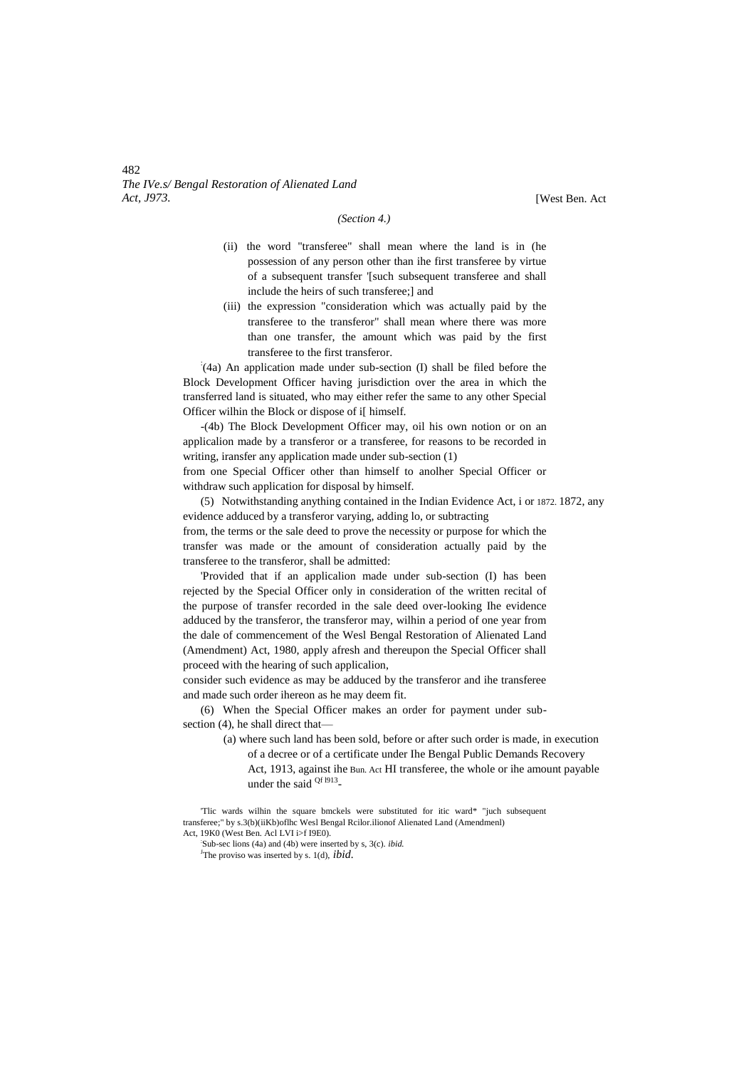*(Section 4.)*

(ii) the word "transferee" shall mean where the land is in (he possession of any person other than ihe first transferee by virtue of a subsequent transfer '[such subsequent transferee and shall include the heirs of such transferee;] and

(iii) the expression "consideration which was actually paid by the transferee to the transferor" shall mean where there was more than one transfer, the amount which was paid by the first transferee to the first transferor.

[2](4a) An application made under sub-section (I) shall be filed before the Block Development Officer having jurisdiction over the area in which the transferred land is situated, who may either refer the same to any other Special Officer wilhin the Block or dispose of i[ himself.

-(4b) The Block Development Officer may, oil his own notion or on an applicalion made by a transferor or a transferee, for reasons to be recorded in writing, iransfer any application made under sub-section (1) from one Special Officer other than himself to anolher Special Officer or withdraw such application for disposal by himself.

(5) Notwithstanding anything contained in the Indian Evidence Act, i or 1872. 1872, any evidence adduced by a transferor varying, adding lo, or subtracting from, the terms or the sale deed to prove the necessity or purpose for which the transfer was made or the amount of consideration actually paid by the transferee to the transferor, shall be admitted:

'Provided that if an applicalion made under sub-section (I) has been rejected by the Special Officer only in consideration of the written recital of the purpose of transfer recorded in the sale deed over-looking Ihe evidence adduced by the transferor, the transferor may, wilhin a period of one year from the dale of commencement of the Wesl Bengal Restoration of Alienated Land (Amendment) Act, 1980, apply afresh and thereupon the Special Officer shall proceed with the hearing of such applicalion, consider such evidence as may be adduced by the transferor and ihe transferee and made such order ihereon as he may deem fit.

(6) When the Special Officer makes an order for payment under sub-section (4), he shall direct that—

(a) where such land has been sold, before or after such order is made, in execution of a decree or of a certificate under Ihe Bengal Public Demands Recovery Act, 1913, against ihe Bun. Act HI transferee, the whole or ihe amount payable under the said Qf I913-

'Tlic wards wilhin the square bmckels were substituted for itic ward* "juch subsequent transferee;" by s.3(b)(iiKb)oflhc Wesl Bengal Rcilor.ilionof Alienated Land (Amendmenl) Act, 19K0 (West Ben. Acl LVI i>f I9E0).

[2]Sub-sec lions (4a) and (4b) were inserted by s, 3(c). *ibid.*

[J]The proviso was inserted by s. 1(d), *ibid.*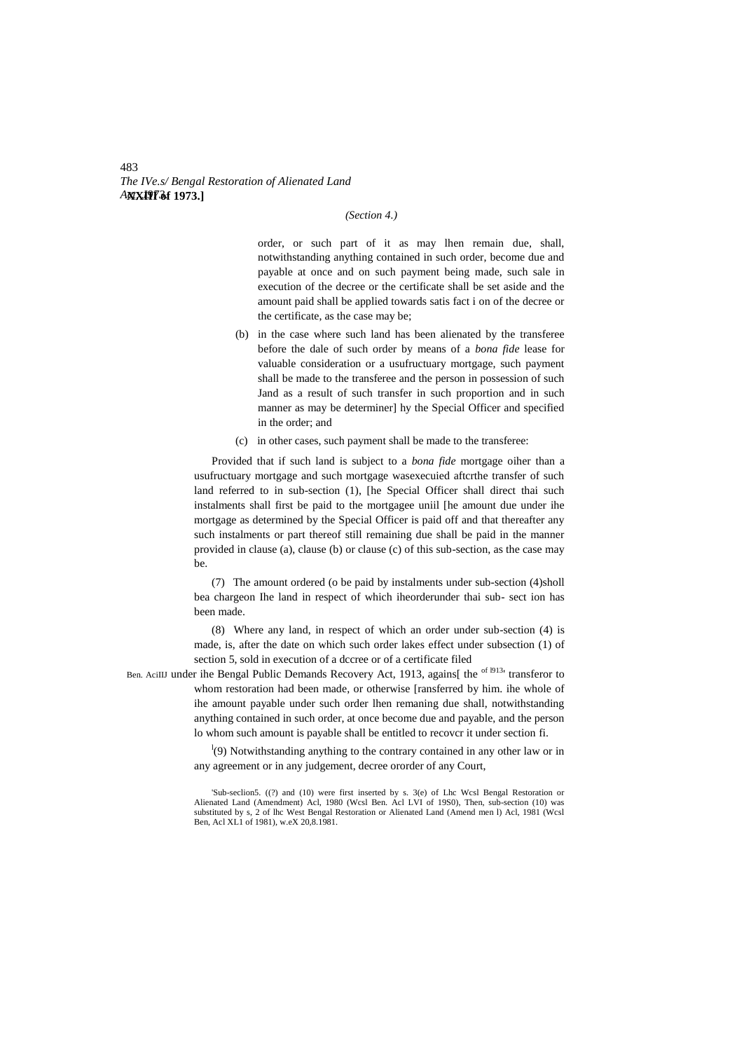*(Section 4.)*

order, or such part of it as may lhen remain due, shall, notwithstanding anything contained in such order, become due and payable at once and on such payment being made, such sale in execution of the decree or the certificate shall be set aside and the amount paid shall be applied towards satis fact i on of the decree or the certificate, as the case may be;

(b) in the case where such land has been alienated by the transferee before the dale of such order by means of a *bona fide* lease for valuable consideration or a usufructuary mortgage, such payment shall be made to the transferee and the person in possession of such Jand as a result of such transfer in such proportion and in such manner as may be determiner] hy the Special Officer and specified in the order; and

(c) in other cases, such payment shall be made to the transferee:

Provided that if such land is subject to a *bona fide* mortgage oiher than a usufructuary mortgage and such mortgage wasexecuied aftcrthe transfer of such land referred to in sub-section (1), [he Special Officer shall direct thai such instalments shall first be paid to the mortgagee uniil [he amount due under ihe mortgage as determined by the Special Officer is paid off and that thereafter any such instalments or part thereof still remaining due shall be paid in the manner provided in clause (a), clause (b) or clause (c) of this sub-section, as the case may be.

(7) The amount ordered (o be paid by instalments under sub-section (4)sholl bea chargeon Ihe land in respect of which iheorderunder thai sub- sect ion has been made.

(8) Where any land, in respect of which an order under sub-section (4) is made, is, after the date on which such order lakes effect under subsection (1) of section 5, sold in execution of a dccree or of a certificate filed under ihe Bengal Public Demands Recovery Act, 1913, agains[ the transferor to whom restoration had been made, or otherwise [ransferred by him. ihe whole of ihe amount payable under such order lhen remaning due shall, notwithstanding anything contained in such order, at once become due and payable, and the person lo whom such amount is payable shall be entitled to recovcr it under section fi.

Ben. AciIIJ of l913.

[1](9) Notwithstanding anything to the contrary contained in any other law or in any agreement or in any judgement, decree ororder of any Court,

[1]Sub-seclion5. ((?) and (10) were first inserted by s. 3(e) of Lhc Wcsl Bengal Restoration or Alienated Land (Amendment) Acl, 1980 (Wcsl Ben. Acl LVI of 19S0), Then, sub-section (10) was substituted by s, 2 of lhc West Bengal Restoration or Alienated Land (Amend men l) Acl, 1981 (Wcsl Ben, Acl XL1 of 1981), w.eX 20,8.1981.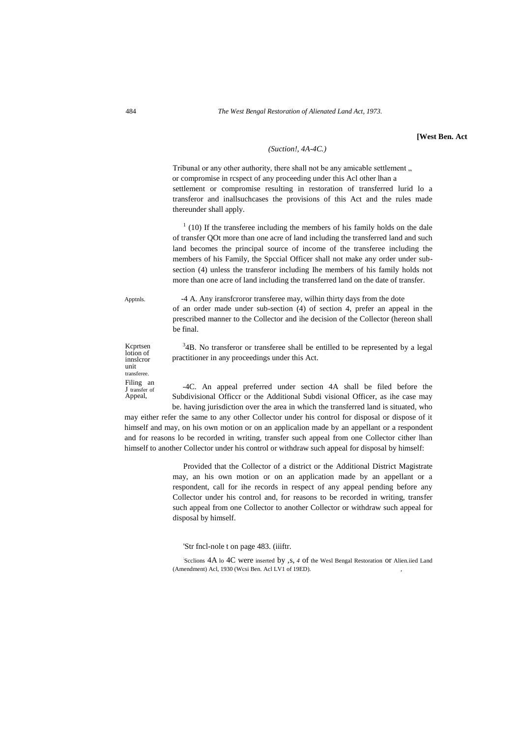**[West Ben. Act**

*(Suction!, 4A-4C.)*

Tribunal or any other authority, there shall not be any amicable settlement „ or compromise in rcspect of any proceeding under this Acl other lhan a settlement or compromise resulting in restoration of transferred lurid lo a transferor and inallsuchcases the provisions of this Act and the rules made thereunder shall apply.

[1] (10) If the transferee including the members of his family holds on the dale of transfer QOt more than one acre of land including the transferred land and such land becomes the principal source of income of the transferee including the members of his Family, the Spccial Officer shall not make any order under sub-section (4) unless the transferor including Ihe members of his family holds not more than one acre of land including the transferred land on the date of transfer.

Apptnls.

-4 A. Any iransfcroror transferee may, wilhin thirty days from the dote of an order made under sub-section (4) of section 4, prefer an appeal in the prescribed manner to the Collector and ihe decision of the Collector (hereon shall be final.

Kcprtsen lotion of innslcror unit transferee.

[3]4B. No transferor or transferee shall be entilled to be represented by a legal practitioner in any proceedings under this Act.

Filing an J transfer of Appeal,

-4C. An appeal preferred under section 4A shall be filed before the Subdivisional Officcr or the Additional Subdi visional Officer, as ihe case may be. having jurisdiction over the area in which the transferred land is situated, who may either refer the same to any other Collector under his control for disposal or dispose of it himself and may, on his own motion or on an applicalion made by an appellant or a respondent and for reasons lo be recorded in writing, transfer such appeal from one Collector cither lhan himself to another Collector under his control or withdraw such appeal for disposal by himself:

Provided that the Collector of a district or the Additional District Magistrate may, an his own motion or on an application made by an appellant or a respondent, call for ihe records in respect of any appeal pending before any Collector under his control and, for reasons to be recorded in writing, transfer such appeal from one Collector to another Collector or withdraw such appeal for disposal by himself.

'Str fncl-nole t on page 483. (iiiftr.

Scclions 4A lo 4C were inserted by ,s, *4* of the Wesl Bengal Restoration or Alien.iied Land (Amendment) Acl, 1930 (Wcsi Ben. Acl LV1 of 19ED).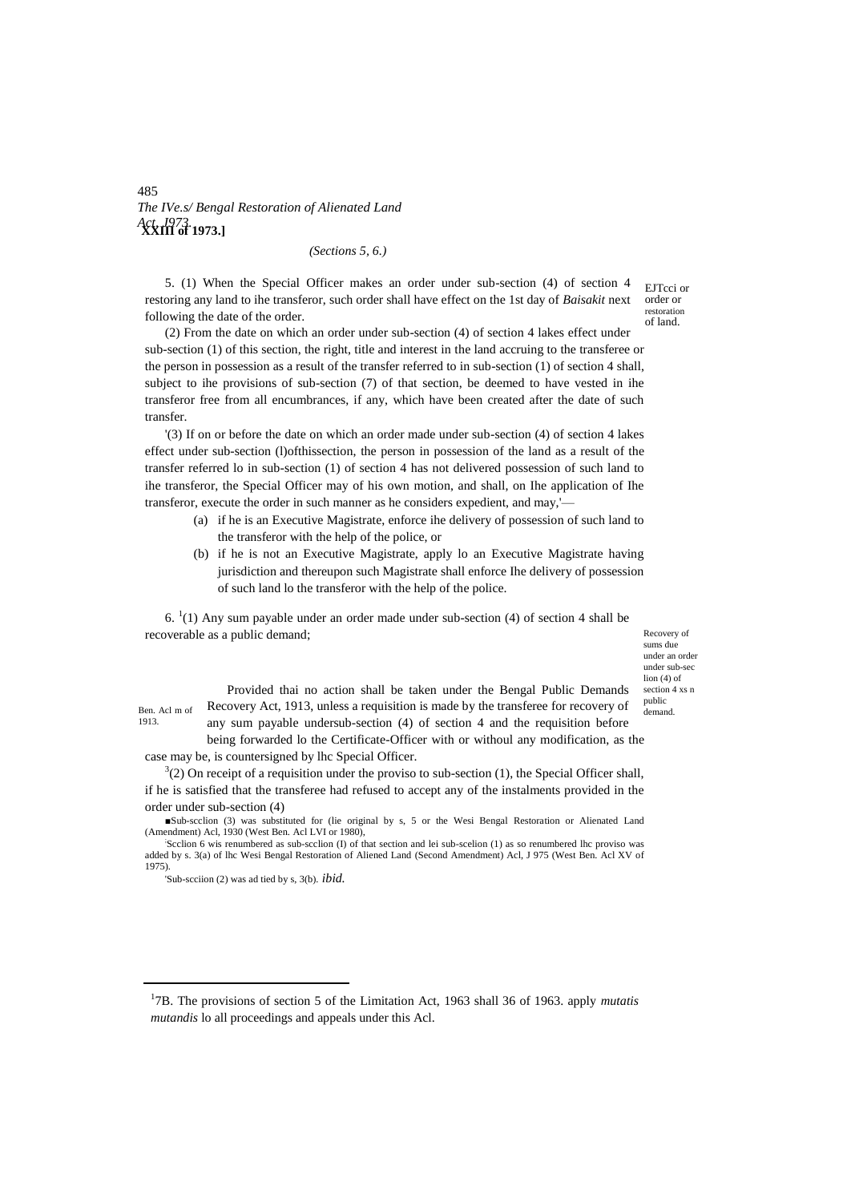*(Sections 5, 6.)*

EJTcci or order or restoration of land.

5. (1) When the Special Officer makes an order under sub-section (4) of section 4 restoring any land to ihe transferor, such order shall have effect on the 1st day of *Baisakit* next following the date of the order.

(2) From the date on which an order under sub-section (4) of section 4 lakes effect under sub-section (1) of this section, the right, title and interest in the land accruing to the transferee or the person in possession as a result of the transfer referred to in sub-section (1) of section 4 shall, subject to ihe provisions of sub-section (7) of that section, be deemed to have vested in ihe transferor free from all encumbrances, if any, which have been created after the date of such transfer.

'(3) If on or before the date on which an order made under sub-section (4) of section 4 lakes effect under sub-section (l)ofthissection, the person in possession of the land as a result of the transfer referred lo in sub-section (1) of section 4 has not delivered possession of such land to ihe transferor, the Special Officer may of his own motion, and shall, on Ihe application of Ihe transferor, execute the order in such manner as he considers expedient, and may,'—

(a) if he is an Executive Magistrate, enforce ihe delivery of possession of such land to the transferor with the help of the police, or

(b) if he is not an Executive Magistrate, apply lo an Executive Magistrate having jurisdiction and thereupon such Magistrate shall enforce Ihe delivery of possession of such land lo the transferor with the help of the police.

Recovery of sums due under an order under sub-sec lion (4) of section 4 xs n public demand.

6. [1](1) Any sum payable under an order made under sub-section (4) of section 4 shall be recoverable as a public demand;

Ben. Acl m of 1913.

Provided thai no action shall be taken under the Bengal Public Demands Recovery Act, 1913, unless a requisition is made by the transferee for recovery of any sum payable undersub-section (4) of section 4 and the requisition before being forwarded lo the Certificate-Officer with or withoul any modification, as the case may be, is countersigned by lhc Special Officer.

[3](2) On receipt of a requisition under the proviso to sub-section (1), the Special Officer shall, if he is satisfied that the transferee had refused to accept any of the instalments provided in the order under sub-section (4)

■Sub-scclion (3) was substituted for (lie original by s, 5 or the Wesi Bengal Restoration or Alienated Land (Amendment) Acl, 1930 (West Ben. Acl LVI or 1980),

'Scclion 6 wis renumbered as sub-scclion (I) of that section and lei sub-scelion (1) as so renumbered lhc proviso was added by s. 3(a) of lhc Wesi Bengal Restoration of Aliened Land (Second Amendment) Acl, J 975 (West Ben. Acl XV of 1975).

'Sub-scciion (2) was ad tied by s, 3(b). *ibid.*

[1]7B. The provisions of section 5 of the Limitation Act, 1963 shall 36 of 1963. apply *mutatis mutandis* lo all proceedings and appeals under this Acl.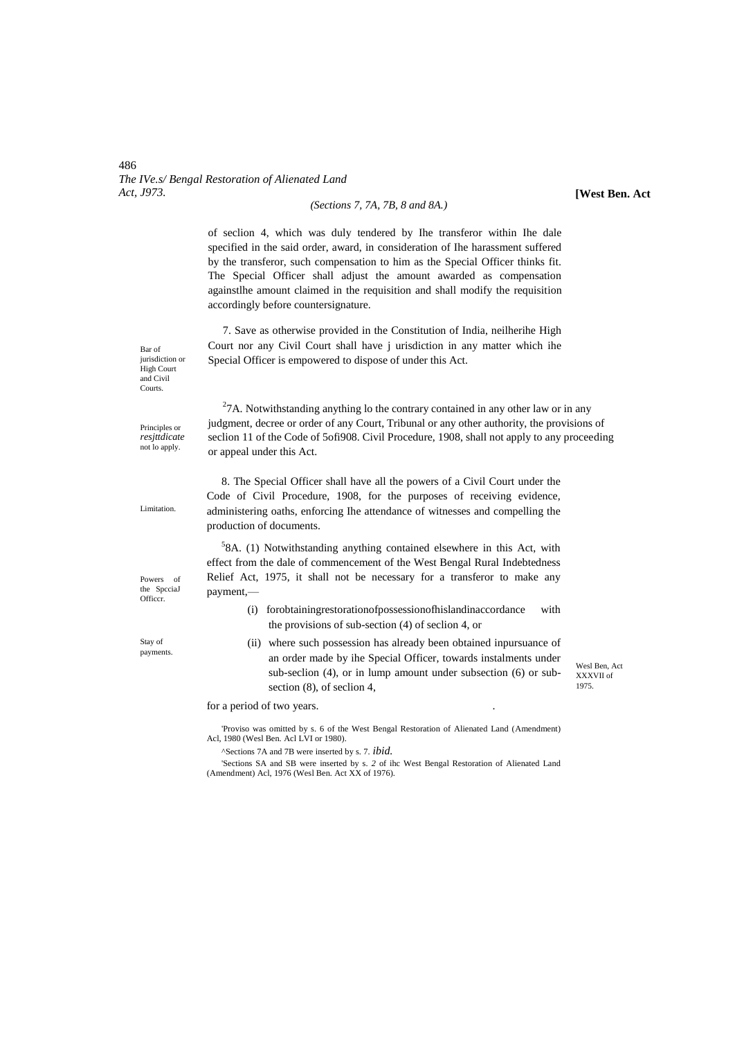(Sections 7, 7A, 7B, 8 and 8A.)

of seclion 4, which was duly tendered by Ihe transferor within Ihe dale specified in the said order, award, in consideration of Ihe harassment suffered by the transferor, such compensation to him as the Special Officer thinks fit. The Special Officer shall adjust the amount awarded as compensation againstlhe amount claimed in the requisition and shall modify the requisition accordingly before countersignature.

Bar of jurisdiction or High Court and Civil Courts.

7. Save as otherwise provided in the Constitution of India, neilherihe High Court nor any Civil Court shall have j urisdiction in any matter which ihe Special Officer is empowered to dispose of under this Act.

Principles or *resjttdicate* not lo apply.

[2]7A. Notwithstanding anything lo the contrary contained in any other law or in any judgment, decree or order of any Court, Tribunal or any other authority, the provisions of seclion 11 of the Code of 5ofi908. Civil Procedure, 1908, shall not apply to any proceeding or appeal under this Act.

Limitation.

8. The Special Officer shall have all the powers of a Civil Court under the Code of Civil Procedure, 1908, for the purposes of receiving evidence, administering oaths, enforcing Ihe attendance of witnesses and compelling the production of documents.

Powers of the SpcciaJ Officcr.

Stay of payments.

[5]8A. (1) Notwithstanding anything contained elsewhere in this Act, with effect from the dale of commencement of the West Bengal Rural Indebtedness Relief Act, 1975, it shall not be necessary for a transferor to make any payment,—

(i) forobtainingrestorationofpossessionofhislandinaccordance with the provisions of sub-section (4) of seclion 4, or

(ii) where such possession has already been obtained inpursuance of an order made by ihe Special Officer, towards instalments under sub-seclion (4), or in lump amount under subsection (6) or sub-section (8), of seclion 4,

Wesl Ben, Act XXXVII of 1975.

for a period of two years.

'Proviso was omitted by s. 6 of the West Bengal Restoration of Alienated Land (Amendment) Acl, 1980 (Wesl Ben. Acl LVI or 1980).

^Sections 7A and 7B were inserted by s. 7. *ibid.*

'Sections SA and SB were inserted by s. *2* of ihc West Bengal Restoration of Alienated Land (Amendment) Acl, 1976 (Wesl Ben. Act XX of 1976).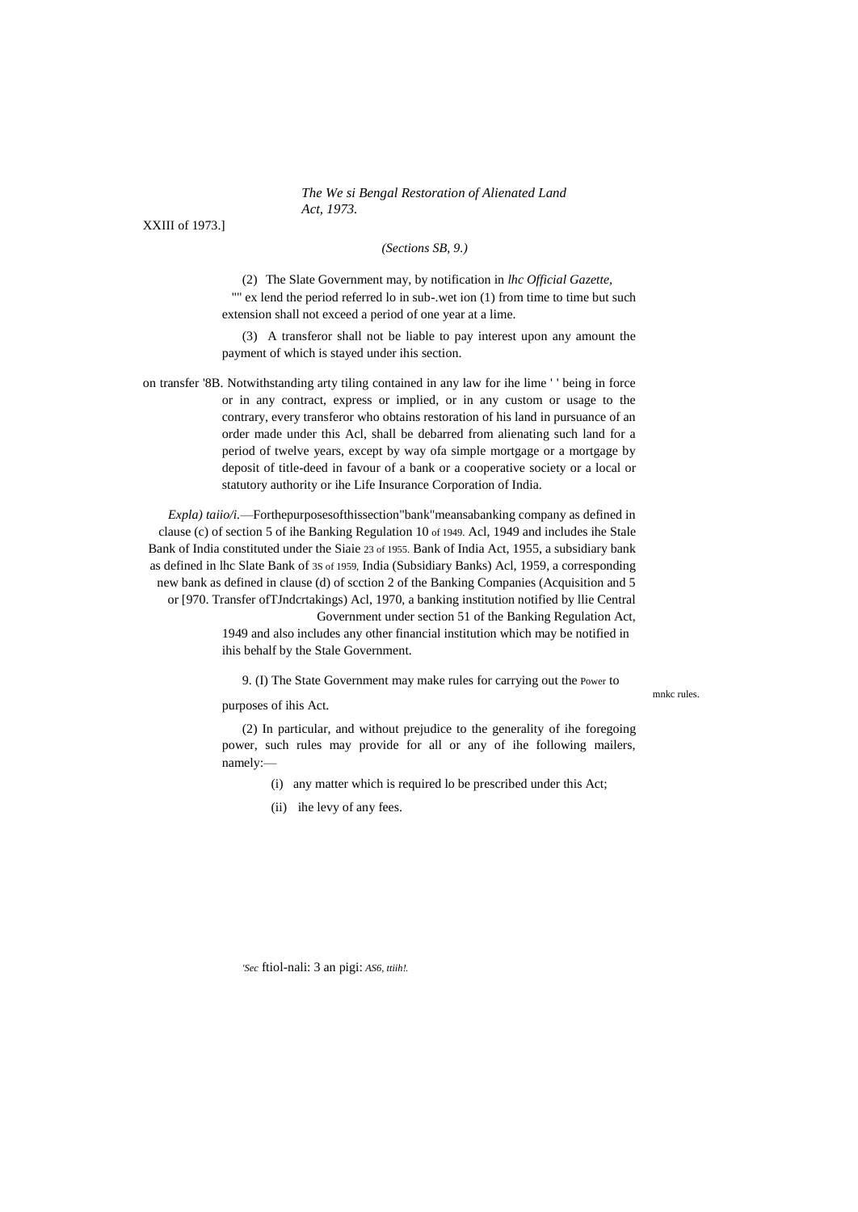(2) The Slate Government may, by notification in *lhc Official Gazette*, "" ex lend the period referred lo in sub-.wet ion (1) from time to time but such extension shall not exceed a period of one year at a lime.

(3) A transferor shall not be liable to pay interest upon any amount the payment of which is stayed under ihis section.

on transfer '8B. Notwithstanding arty tiling contained in any law for ihe lime ' ' being in force or in any contract, express or implied, or in any custom or usage to the contrary, every transferor who obtains restoration of his land in pursuance of an order made under this Acl, shall be debarred from alienating such land for a period of twelve years, except by way ofa simple mortgage or a mortgage by deposit of title-deed in favour of a bank or a cooperative society or a local or statutory authority or ihe Life Insurance Corporation of India.

*Expla) taiio/i.*—Forthepurposesofthissection"bank"meansabanking company as defined in clause (c) of section 5 of ihe Banking Regulation 10 of 1949. Acl, 1949 and includes ihe Stale Bank of India constituted under the Siaie 23 of 1955. Bank of India Act, 1955, a subsidiary bank as defined in lhc Slate Bank of 3S of 1959, India (Subsidiary Banks) Acl, 1959, a corresponding new bank as defined in clause (d) of scction 2 of the Banking Companies (Acquisition and 5 or [970. Transfer ofTJndcrtakings) Acl, 1970, a banking institution notified by llie Central Government under section 51 of the Banking Regulation Act, 1949 and also includes any other financial institution which may be notified in ihis behalf by the Stale Government.

9. (I) The State Government may make rules for carrying out the purposes of ihis Act.

Power to mnkc rules.

(2) In particular, and without prejudice to the generality of ihe foregoing power, such rules may provide for all or any of ihe following mailers, namely:—

(i) any matter which is required lo be prescribed under this Act;

(ii) ihe levy of any fees.

'*Sec* ftiol-nali: 3 an pigi: *AS6, ttiih!.*